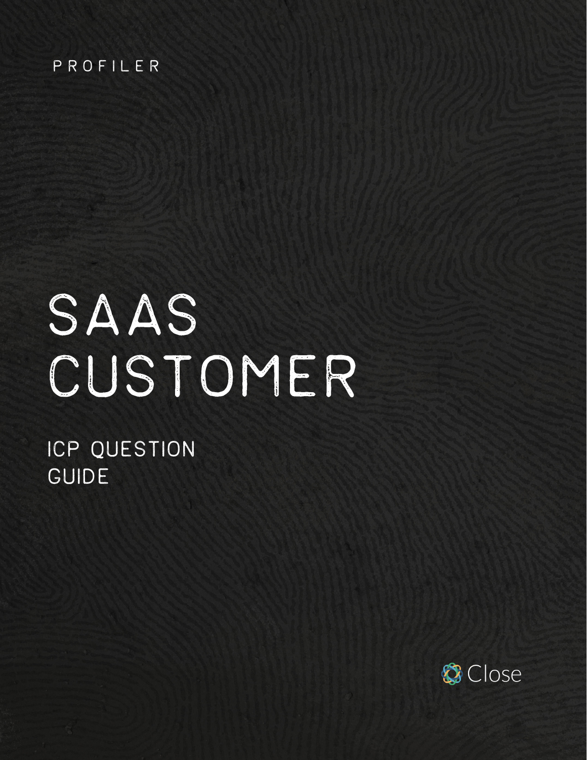PROFILER

# SAAS CUSTOMER

## ICP QUESTION GUIDE

Close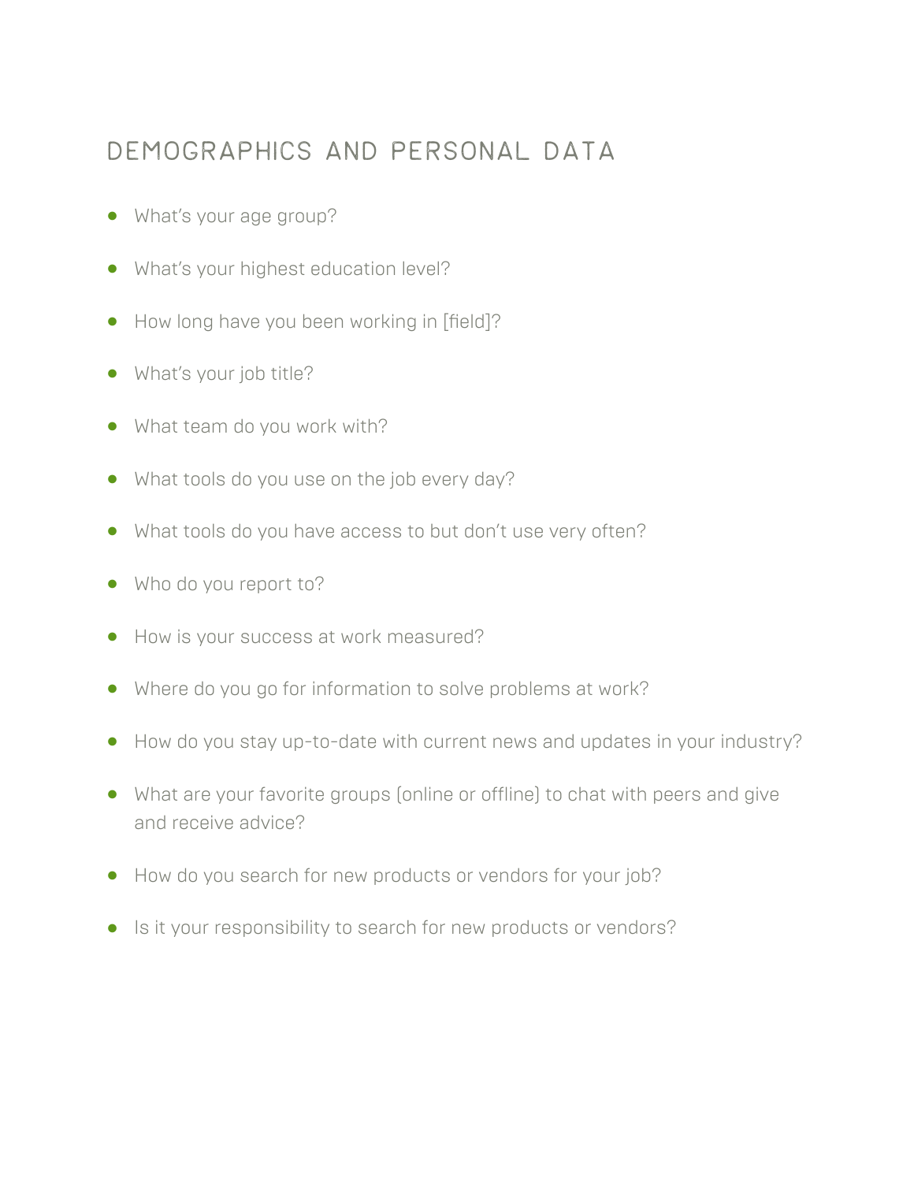## DEMOGRAPHICS AND PERSONAL DATA

- What's your age group?
- What's your highest education level?
- How long have you been working in [field]?
- What's your job title?
- What team do you work with?
- What tools do you use on the job every day?
- What tools do you have access to but don't use very often?
- Who do you report to?
- How is your success at work measured?
- Where do you go for information to solve problems at work?
- How do you stay up-to-date with current news and updates in your industry?
- What are your favorite groups (online or offline) to chat with peers and give and receive advice?
- How do you search for new products or vendors for your job?
- Is it your responsibility to search for new products or vendors?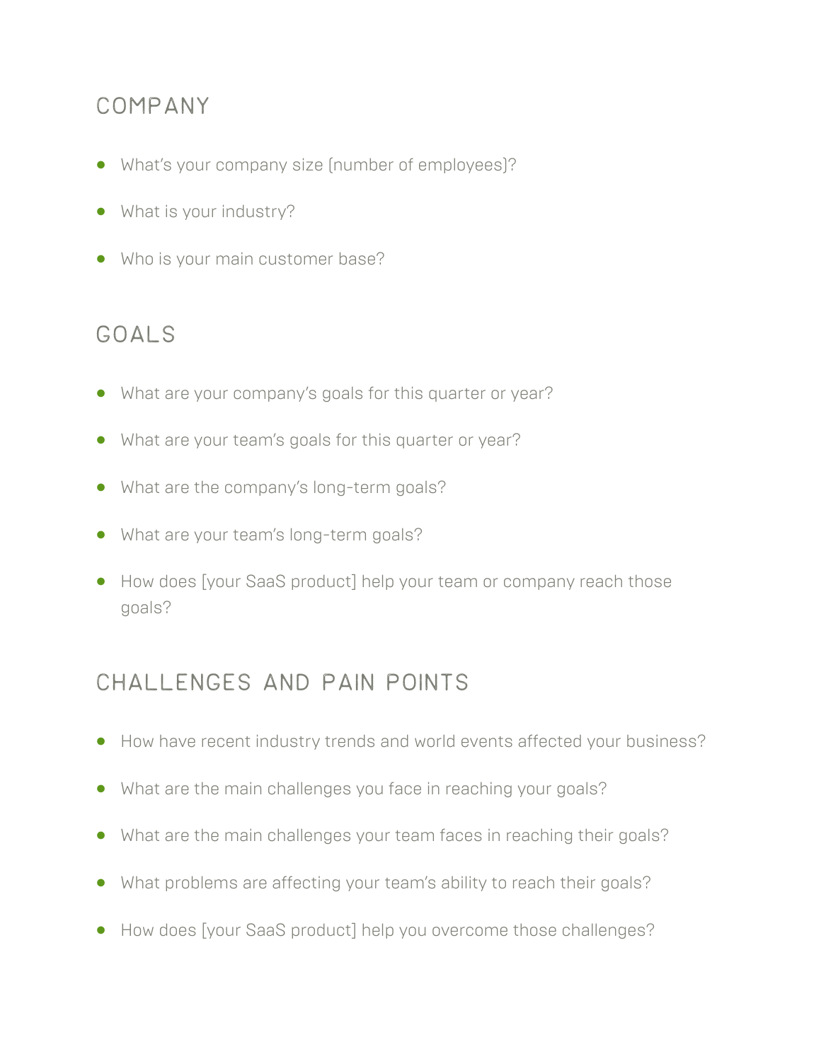## COMPANY

- What's your company size (number of employees)?
- What is your industry?
- Who is your main customer base?

## GOALS

- What are your company's goals for this quarter or year?
- What are your team's goals for this quarter or year?
- What are the company's long-term goals?
- What are your team's long-term goals?
- How does [your SaaS product] help your team or company reach those goals?

## CHALLENGES AND PAIN POINTS

- How have recent industry trends and world events affected your business?
- What are the main challenges you face in reaching your goals?
- What are the main challenges your team faces in reaching their goals?
- What problems are affecting your team's ability to reach their goals?
- How does [your SaaS product] help you overcome those challenges?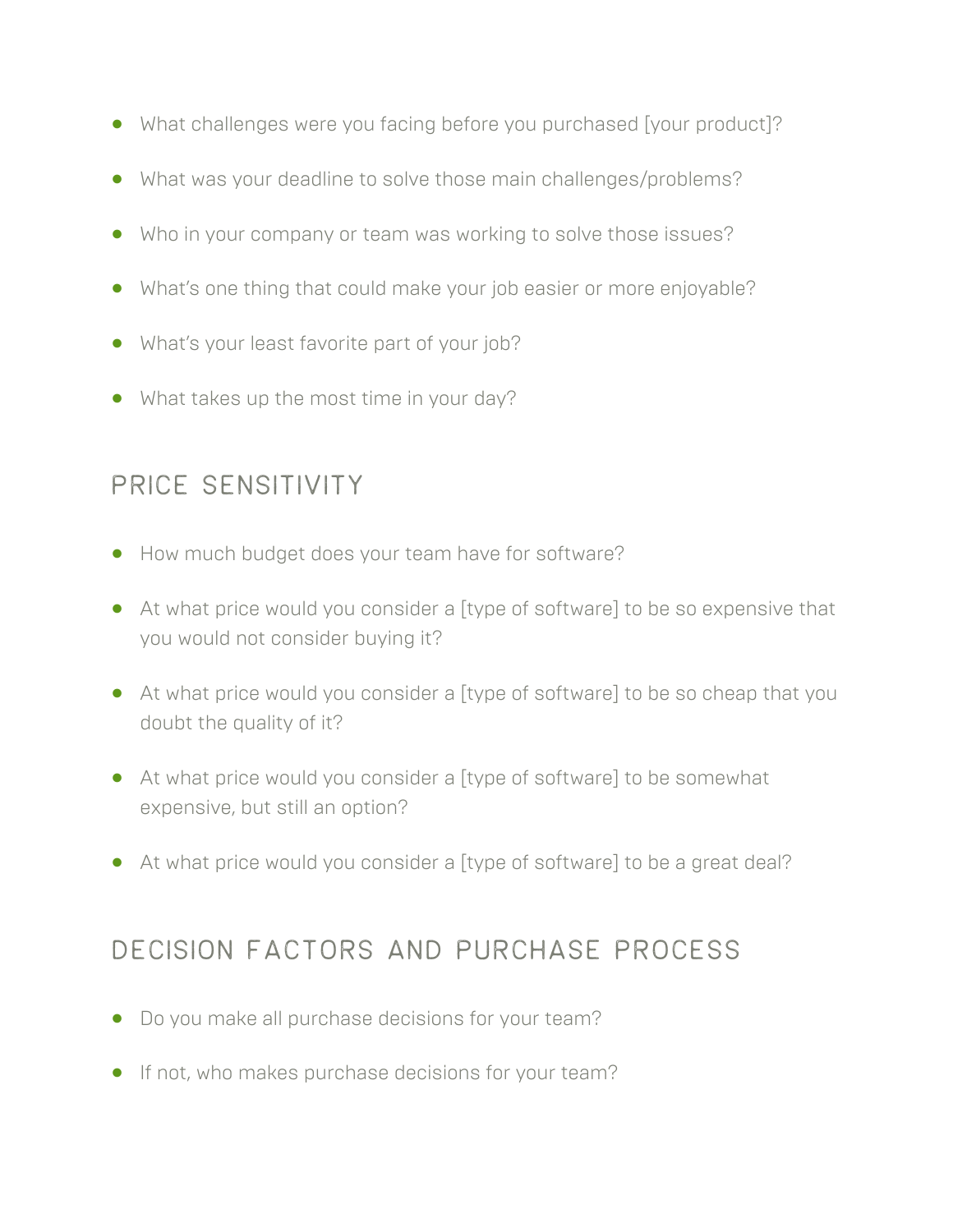- What challenges were you facing before you purchased [your product]?
- What was your deadline to solve those main challenges/problems?
- Who in your company or team was working to solve those issues?
- What's one thing that could make your job easier or more enjoyable?
- What's your least favorite part of your job?
- What takes up the most time in your day?

## PRICE SENSITIVITY

- How much budget does your team have for software?
- At what price would you consider a [type of software] to be so expensive that you would not consider buying it?
- At what price would you consider a [type of software] to be so cheap that you doubt the quality of it?
- At what price would you consider a [type of software] to be somewhat expensive, but still an option?
- At what price would you consider a [type of software] to be a great deal?

## DECISION FACTORS AND PURCHASE PROCESS

- Do you make all purchase decisions for your team?
- If not, who makes purchase decisions for your team?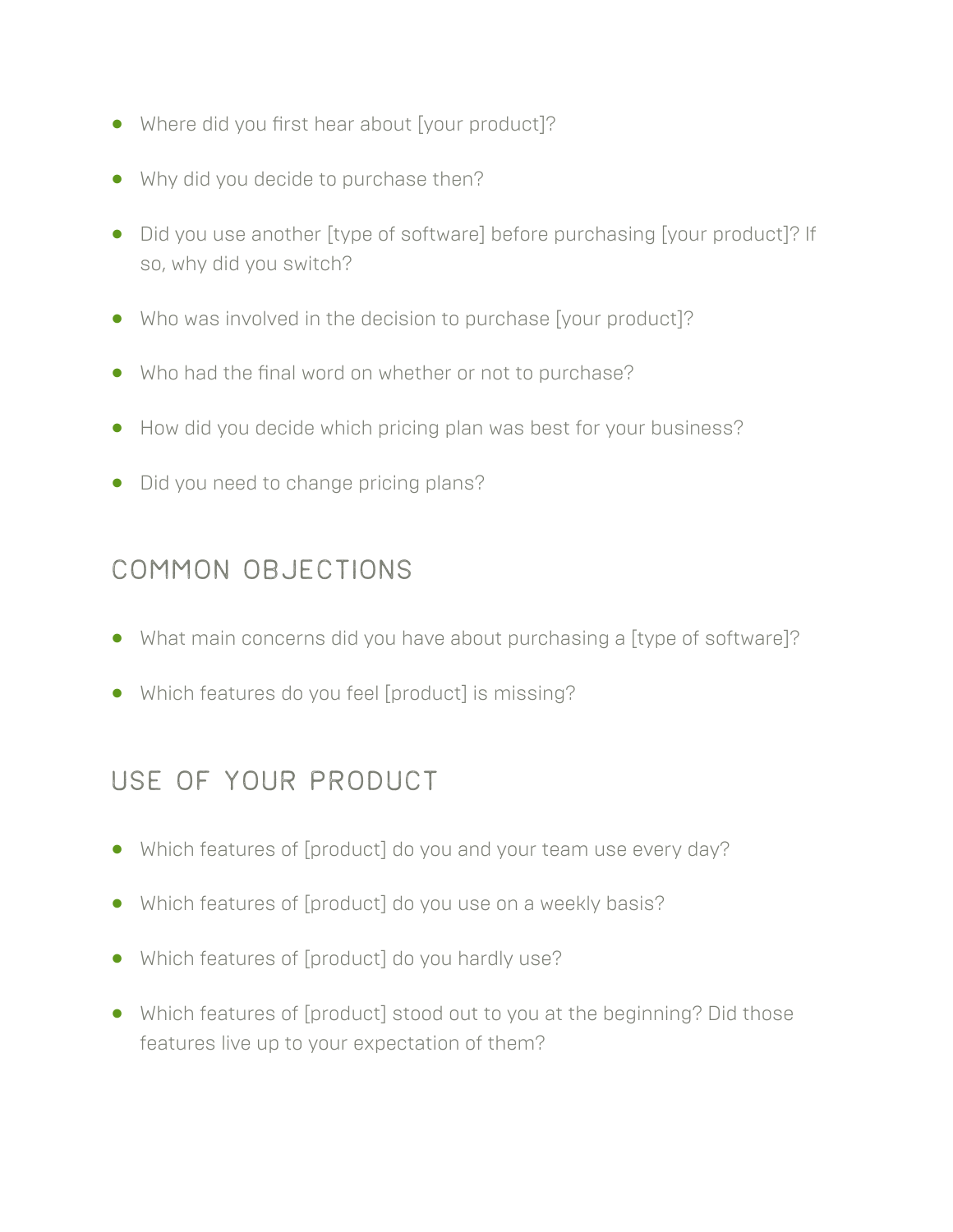- Where did you first hear about [your product]?
- Why did you decide to purchase then?
- Did you use another [type of software] before purchasing [your product]? If so, why did you switch?
- Who was involved in the decision to purchase [your product]?
- Who had the final word on whether or not to purchase?
- How did you decide which pricing plan was best for your business?
- Did you need to change pricing plans?

## COMMON OBJECTIONS

- What main concerns did you have about purchasing a [type of software]?
- Which features do you feel [product] is missing?

## USE OF YOUR PRODUCT

- Which features of [product] do you and your team use every day?
- Which features of [product] do you use on a weekly basis?
- Which features of [product] do you hardly use?
- Which features of [product] stood out to you at the beginning? Did those features live up to your expectation of them?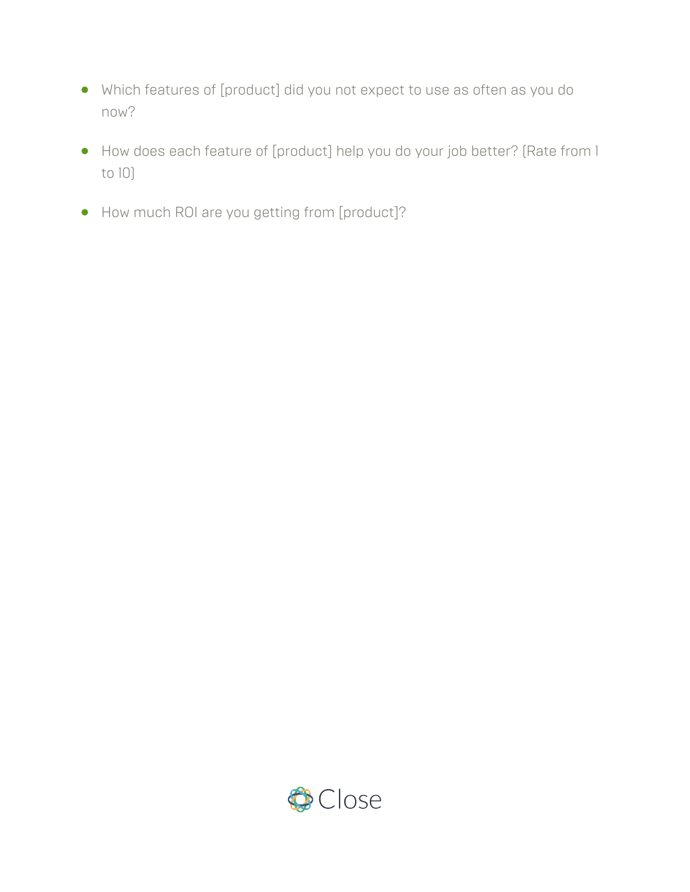- Which features of [product] did you not expect to use as often as you do now?
- How does each feature of [product] help you do your job better? (Rate from 1 to 10)
- How much ROI are you getting from [product]?